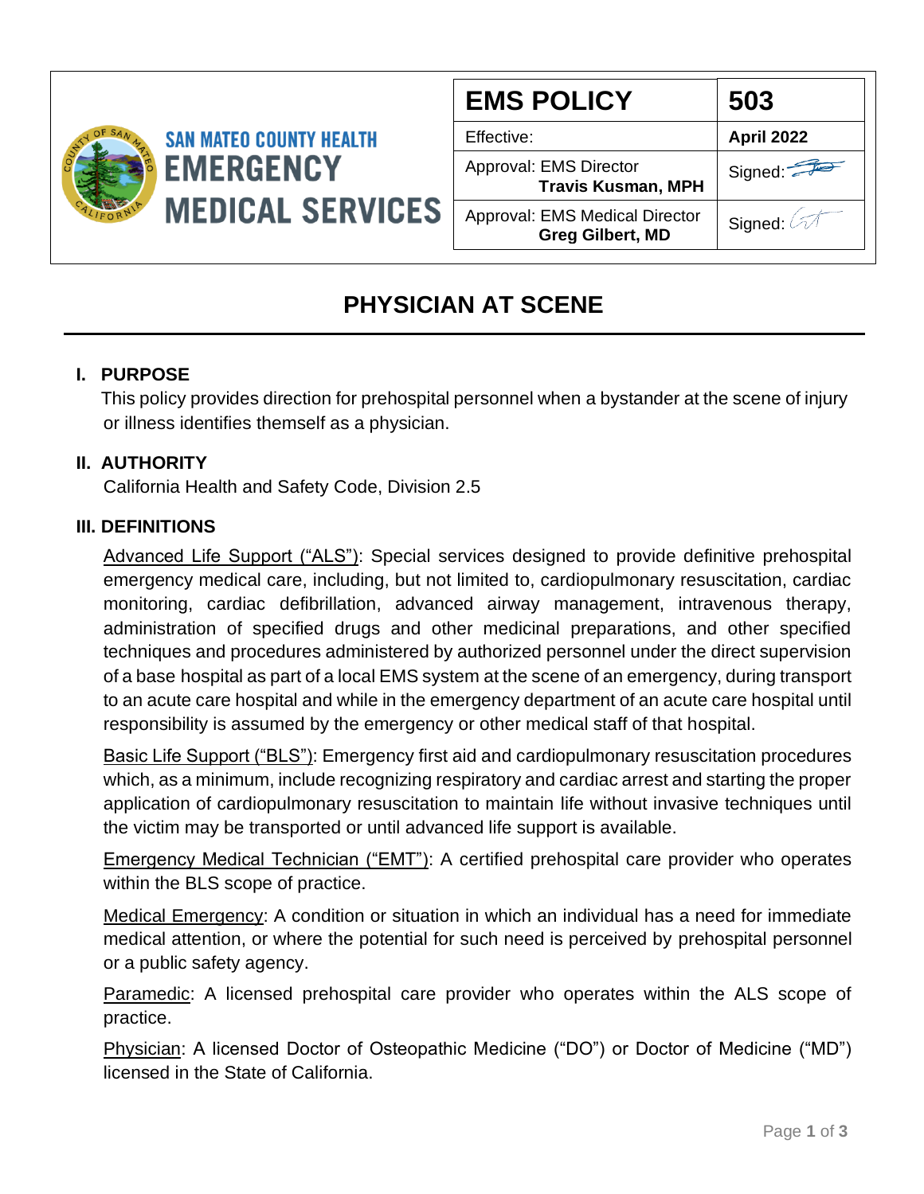SAN MATEO COUNTY HEALTH
EMERGENCY MEDICAL SERVICES

| EMS POLICY | 503 |
| --- | --- |
| Effective: | April 2022 |
| Approval: EMS Director **Travis Kusman, MPH** | Signed: |
| Approval: EMS Medical Director **Greg Gilbert, MD** | Signed: |

# PHYSICIAN AT SCENE

## I. PURPOSE

This policy provides direction for prehospital personnel when a bystander at the scene of injury or illness identifies themself as a physician.

## II. AUTHORITY

California Health and Safety Code, Division 2.5

## III. DEFINITIONS

Advanced Life Support ("ALS"): Special services designed to provide definitive prehospital emergency medical care, including, but not limited to, cardiopulmonary resuscitation, cardiac monitoring, cardiac defibrillation, advanced airway management, intravenous therapy, administration of specified drugs and other medicinal preparations, and other specified techniques and procedures administered by authorized personnel under the direct supervision of a base hospital as part of a local EMS system at the scene of an emergency, during transport to an acute care hospital and while in the emergency department of an acute care hospital until responsibility is assumed by the emergency or other medical staff of that hospital.

Basic Life Support ("BLS"): Emergency first aid and cardiopulmonary resuscitation procedures which, as a minimum, include recognizing respiratory and cardiac arrest and starting the proper application of cardiopulmonary resuscitation to maintain life without invasive techniques until the victim may be transported or until advanced life support is available.

Emergency Medical Technician ("EMT"): A certified prehospital care provider who operates within the BLS scope of practice.

Medical Emergency: A condition or situation in which an individual has a need for immediate medical attention, or where the potential for such need is perceived by prehospital personnel or a public safety agency.

Paramedic: A licensed prehospital care provider who operates within the ALS scope of practice.

Physician: A licensed Doctor of Osteopathic Medicine ("DO") or Doctor of Medicine ("MD") licensed in the State of California.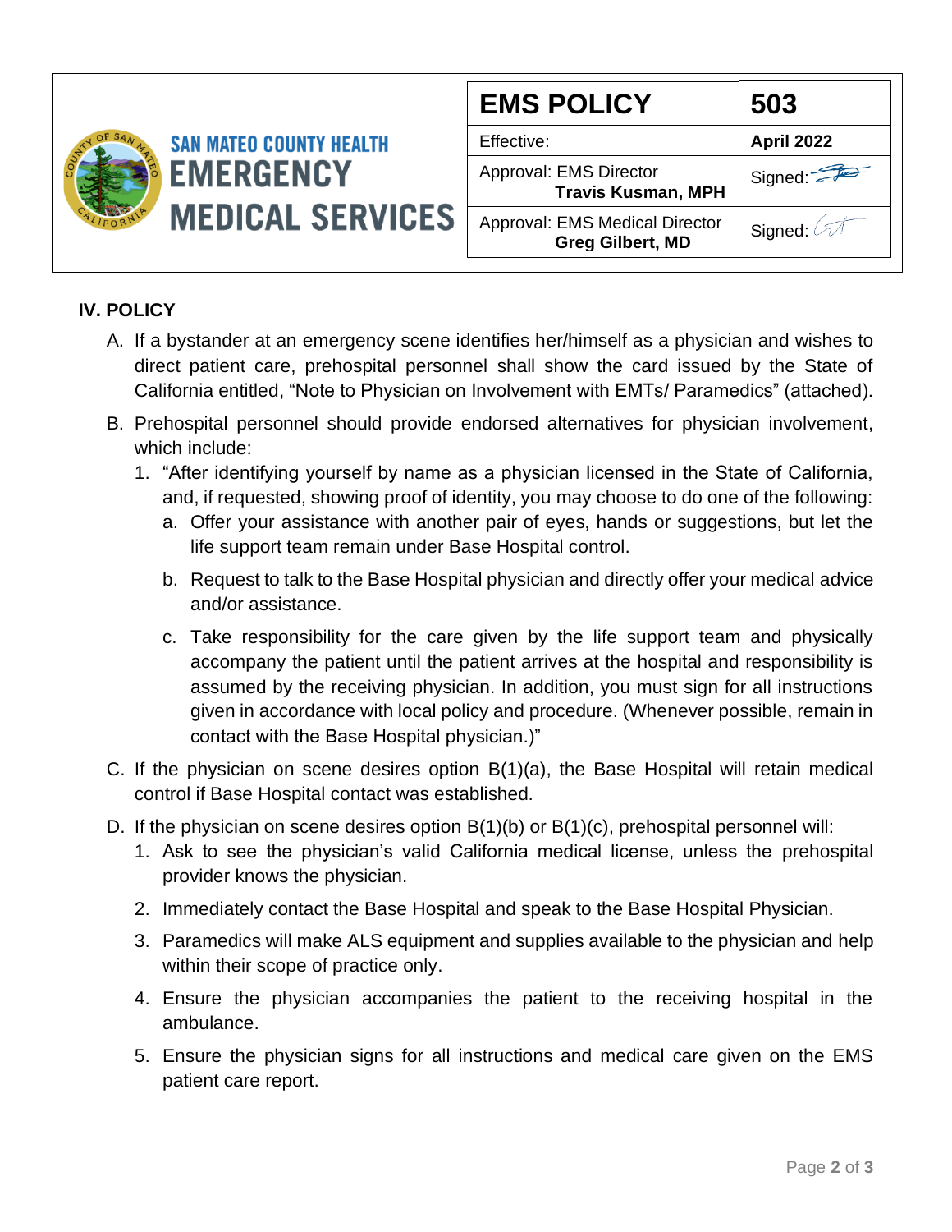| SAN MATEO COUNTY HEALTH EMERGENCY MEDICAL SERVICES | EMS POLICY | 503 |
|---|---|---|
| | Effective: | **April 2022** |
| | Approval: EMS Director **Travis Kusman, MPH** | Signed: |
| | Approval: EMS Medical Director **Greg Gilbert, MD** | Signed: |

## IV. POLICY

A. If a bystander at an emergency scene identifies her/himself as a physician and wishes to direct patient care, prehospital personnel shall show the card issued by the State of California entitled, "Note to Physician on Involvement with EMTs/ Paramedics" (attached).

B. Prehospital personnel should provide endorsed alternatives for physician involvement, which include:

   1. "After identifying yourself by name as a physician licensed in the State of California, and, if requested, showing proof of identity, you may choose to do one of the following:

      a. Offer your assistance with another pair of eyes, hands or suggestions, but let the life support team remain under Base Hospital control.

      b. Request to talk to the Base Hospital physician and directly offer your medical advice and/or assistance.

      c. Take responsibility for the care given by the life support team and physically accompany the patient until the patient arrives at the hospital and responsibility is assumed by the receiving physician. In addition, you must sign for all instructions given in accordance with local policy and procedure. (Whenever possible, remain in contact with the Base Hospital physician.)"

C. If the physician on scene desires option B(1)(a), the Base Hospital will retain medical control if Base Hospital contact was established.

D. If the physician on scene desires option B(1)(b) or B(1)(c), prehospital personnel will:

   1. Ask to see the physician's valid California medical license, unless the prehospital provider knows the physician.

   2. Immediately contact the Base Hospital and speak to the Base Hospital Physician.

   3. Paramedics will make ALS equipment and supplies available to the physician and help within their scope of practice only.

   4. Ensure the physician accompanies the patient to the receiving hospital in the ambulance.

   5. Ensure the physician signs for all instructions and medical care given on the EMS patient care report.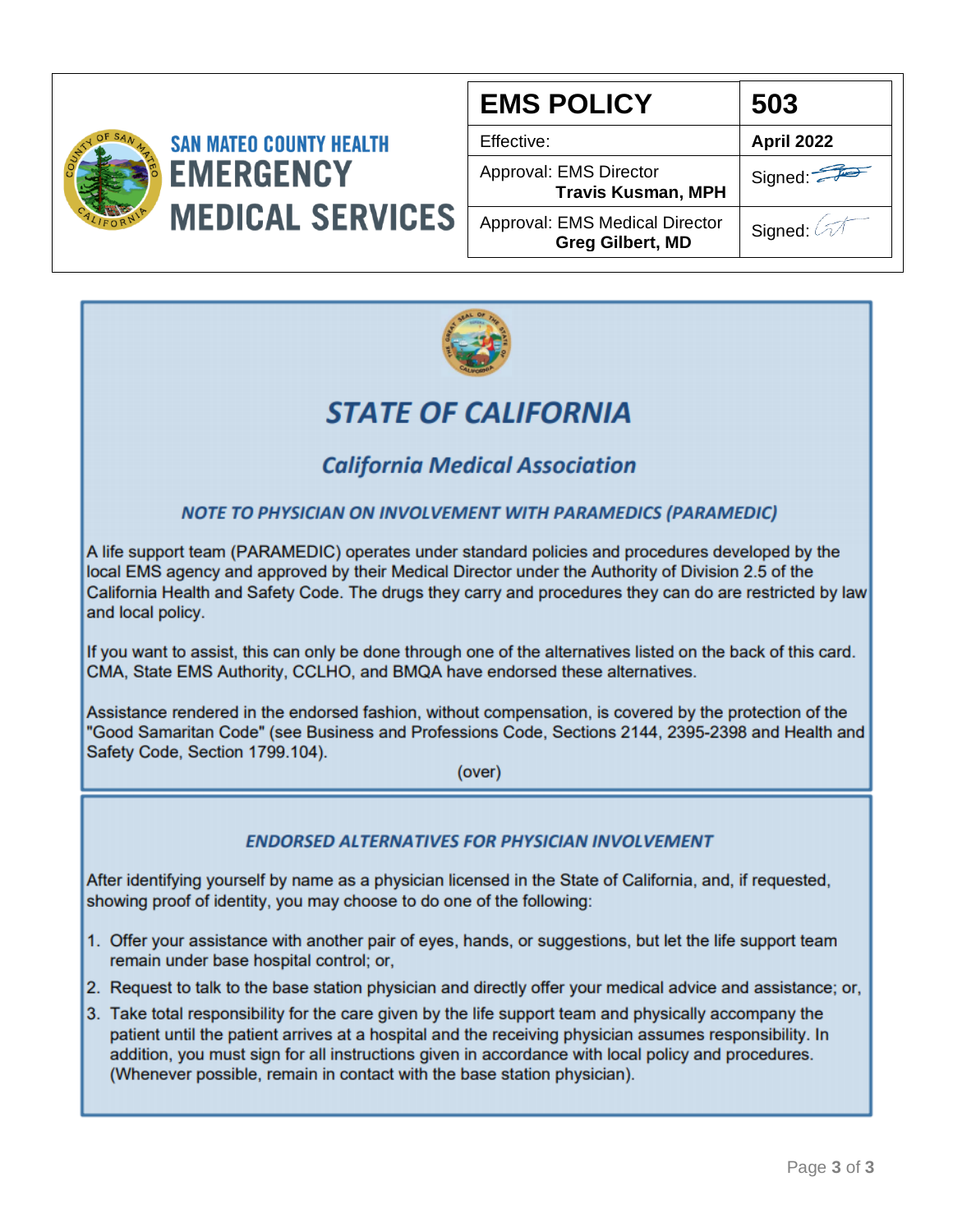SAN MATEO COUNTY HEALTH
EMERGENCY MEDICAL SERVICES

| EMS POLICY | 503 |
| --- | --- |
| Effective: | April 2022 |
| Approval: EMS Director **Travis Kusman, MPH** | Signed: |
| Approval: EMS Medical Director **Greg Gilbert, MD** | Signed: |

# *STATE OF CALIFORNIA*

## *California Medical Association*

### *NOTE TO PHYSICIAN ON INVOLVEMENT WITH PARAMEDICS (PARAMEDIC)*

A life support team (PARAMEDIC) operates under standard policies and procedures developed by the local EMS agency and approved by their Medical Director under the Authority of Division 2.5 of the California Health and Safety Code. The drugs they carry and procedures they can do are restricted by law and local policy.

If you want to assist, this can only be done through one of the alternatives listed on the back of this card. CMA, State EMS Authority, CCLHO, and BMQA have endorsed these alternatives.

Assistance rendered in the endorsed fashion, without compensation, is covered by the protection of the "Good Samaritan Code" (see Business and Professions Code, Sections 2144, 2395-2398 and Health and Safety Code, Section 1799.104).

(over)

### *ENDORSED ALTERNATIVES FOR PHYSICIAN INVOLVEMENT*

After identifying yourself by name as a physician licensed in the State of California, and, if requested, showing proof of identity, you may choose to do one of the following:

1. Offer your assistance with another pair of eyes, hands, or suggestions, but let the life support team remain under base hospital control; or,
2. Request to talk to the base station physician and directly offer your medical advice and assistance; or,
3. Take total responsibility for the care given by the life support team and physically accompany the patient until the patient arrives at a hospital and the receiving physician assumes responsibility. In addition, you must sign for all instructions given in accordance with local policy and procedures. (Whenever possible, remain in contact with the base station physician).